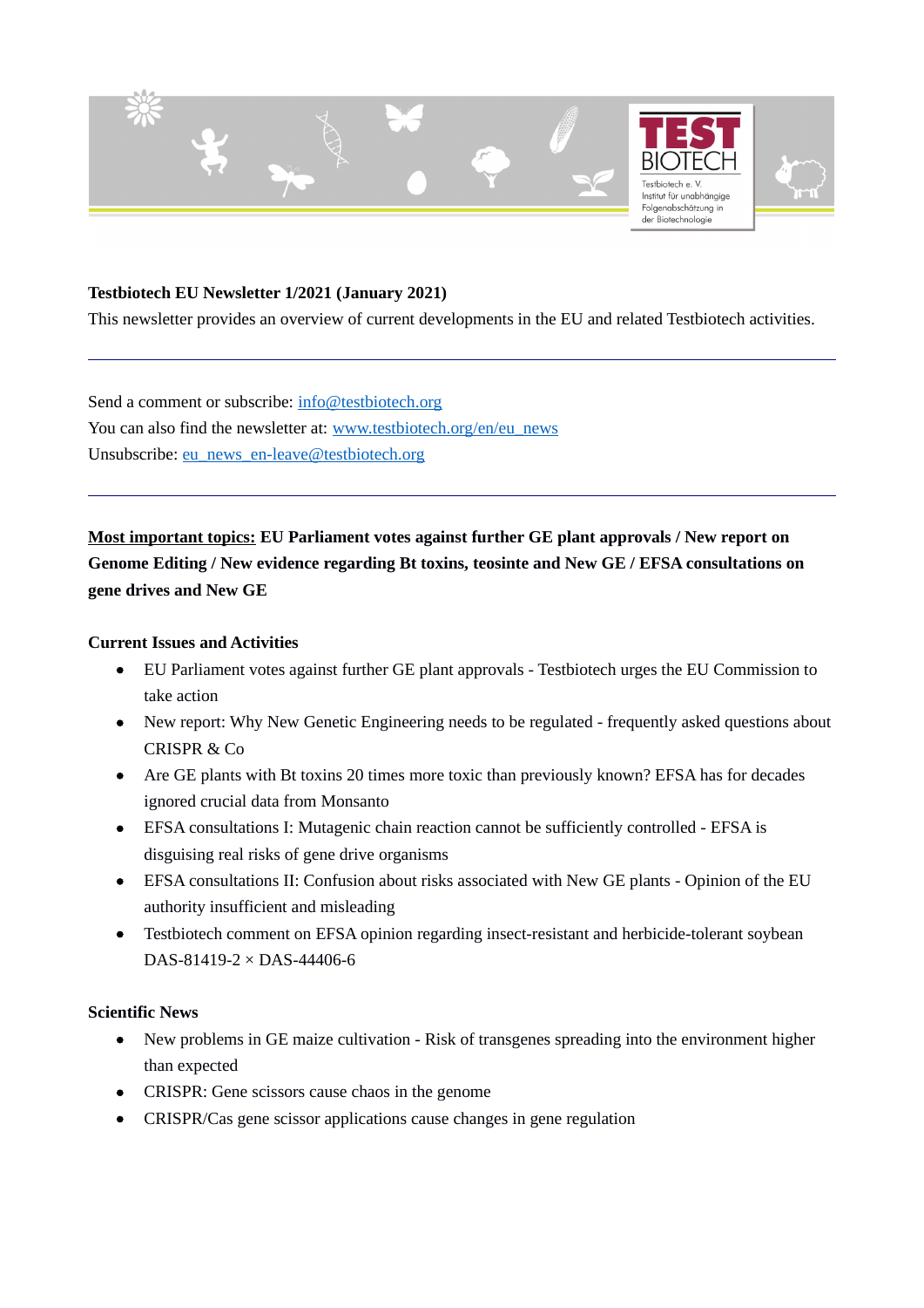**Testbiotech EU Newsletter 1/2021 (January 2021)**

This newsletter provides an overview of current developments in the EU and related Testbiotech activities.

---

Send a comment or subscribe: info@testbiotech.org
You can also find the newsletter at: www.testbiotech.org/en/eu_news
Unsubscribe: eu_news_en-leave@testbiotech.org

---

**Most important topics: EU Parliament votes against further GE plant approvals / New report on Genome Editing / New evidence regarding Bt toxins, teosinte and New GE / EFSA consultations on gene drives and New GE**

**Current Issues and Activities**

- EU Parliament votes against further GE plant approvals - Testbiotech urges the EU Commission to take action
- New report: Why New Genetic Engineering needs to be regulated - frequently asked questions about CRISPR & Co
- Are GE plants with Bt toxins 20 times more toxic than previously known? EFSA has for decades ignored crucial data from Monsanto
- EFSA consultations I: Mutagenic chain reaction cannot be sufficiently controlled - EFSA is disguising real risks of gene drive organisms
- EFSA consultations II: Confusion about risks associated with New GE plants - Opinion of the EU authority insufficient and misleading
- Testbiotech comment on EFSA opinion regarding insect-resistant and herbicide-tolerant soybean DAS-81419-2 × DAS-44406-6

**Scientific News**

- New problems in GE maize cultivation - Risk of transgenes spreading into the environment higher than expected
- CRISPR: Gene scissors cause chaos in the genome
- CRISPR/Cas gene scissor applications cause changes in gene regulation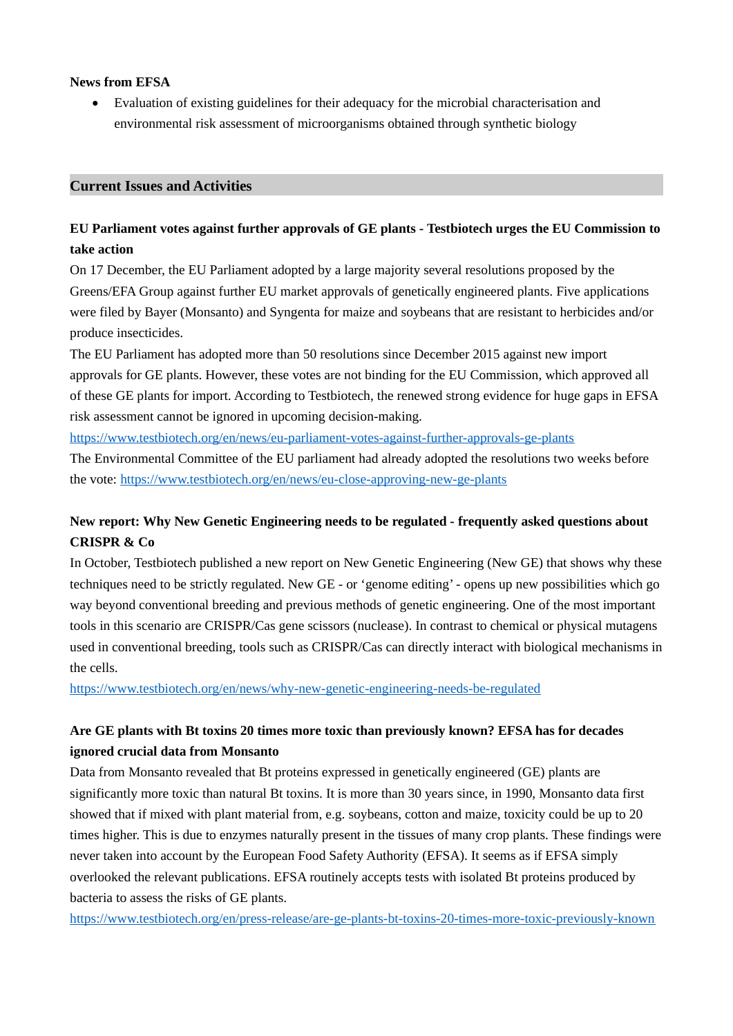**News from EFSA**

- Evaluation of existing guidelines for their adequacy for the microbial characterisation and environmental risk assessment of microorganisms obtained through synthetic biology

## Current Issues and Activities

### EU Parliament votes against further approvals of GE plants - Testbiotech urges the EU Commission to take action

On 17 December, the EU Parliament adopted by a large majority several resolutions proposed by the Greens/EFA Group against further EU market approvals of genetically engineered plants. Five applications were filed by Bayer (Monsanto) and Syngenta for maize and soybeans that are resistant to herbicides and/or produce insecticides.

The EU Parliament has adopted more than 50 resolutions since December 2015 against new import approvals for GE plants. However, these votes are not binding for the EU Commission, which approved all of these GE plants for import. According to Testbiotech, the renewed strong evidence for huge gaps in EFSA risk assessment cannot be ignored in upcoming decision-making.

https://www.testbiotech.org/en/news/eu-parliament-votes-against-further-approvals-ge-plants

The Environmental Committee of the EU parliament had already adopted the resolutions two weeks before the vote: https://www.testbiotech.org/en/news/eu-close-approving-new-ge-plants

### New report: Why New Genetic Engineering needs to be regulated - frequently asked questions about CRISPR & Co

In October, Testbiotech published a new report on New Genetic Engineering (New GE) that shows why these techniques need to be strictly regulated. New GE - or 'genome editing' - opens up new possibilities which go way beyond conventional breeding and previous methods of genetic engineering. One of the most important tools in this scenario are CRISPR/Cas gene scissors (nuclease). In contrast to chemical or physical mutagens used in conventional breeding, tools such as CRISPR/Cas can directly interact with biological mechanisms in the cells.

https://www.testbiotech.org/en/news/why-new-genetic-engineering-needs-be-regulated

### Are GE plants with Bt toxins 20 times more toxic than previously known? EFSA has for decades ignored crucial data from Monsanto

Data from Monsanto revealed that Bt proteins expressed in genetically engineered (GE) plants are significantly more toxic than natural Bt toxins. It is more than 30 years since, in 1990, Monsanto data first showed that if mixed with plant material from, e.g. soybeans, cotton and maize, toxicity could be up to 20 times higher. This is due to enzymes naturally present in the tissues of many crop plants. These findings were never taken into account by the European Food Safety Authority (EFSA). It seems as if EFSA simply overlooked the relevant publications. EFSA routinely accepts tests with isolated Bt proteins produced by bacteria to assess the risks of GE plants.

https://www.testbiotech.org/en/press-release/are-ge-plants-bt-toxins-20-times-more-toxic-previously-known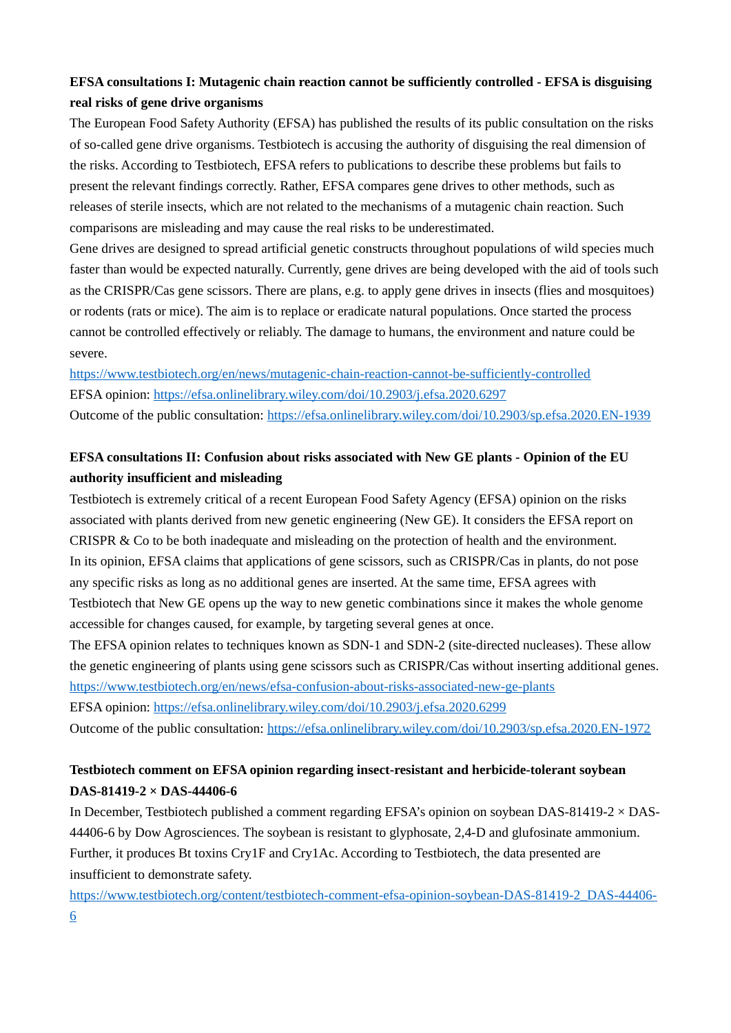**EFSA consultations I: Mutagenic chain reaction cannot be sufficiently controlled - EFSA is disguising real risks of gene drive organisms**

The European Food Safety Authority (EFSA) has published the results of its public consultation on the risks of so-called gene drive organisms. Testbiotech is accusing the authority of disguising the real dimension of the risks. According to Testbiotech, EFSA refers to publications to describe these problems but fails to present the relevant findings correctly. Rather, EFSA compares gene drives to other methods, such as releases of sterile insects, which are not related to the mechanisms of a mutagenic chain reaction. Such comparisons are misleading and may cause the real risks to be underestimated.

Gene drives are designed to spread artificial genetic constructs throughout populations of wild species much faster than would be expected naturally. Currently, gene drives are being developed with the aid of tools such as the CRISPR/Cas gene scissors. There are plans, e.g. to apply gene drives in insects (flies and mosquitoes) or rodents (rats or mice). The aim is to replace or eradicate natural populations. Once started the process cannot be controlled effectively or reliably. The damage to humans, the environment and nature could be severe.

https://www.testbiotech.org/en/news/mutagenic-chain-reaction-cannot-be-sufficiently-controlled

EFSA opinion: https://efsa.onlinelibrary.wiley.com/doi/10.2903/j.efsa.2020.6297

Outcome of the public consultation: https://efsa.onlinelibrary.wiley.com/doi/10.2903/sp.efsa.2020.EN-1939

**EFSA consultations II: Confusion about risks associated with New GE plants - Opinion of the EU authority insufficient and misleading**

Testbiotech is extremely critical of a recent European Food Safety Agency (EFSA) opinion on the risks associated with plants derived from new genetic engineering (New GE). It considers the EFSA report on CRISPR & Co to be both inadequate and misleading on the protection of health and the environment.

In its opinion, EFSA claims that applications of gene scissors, such as CRISPR/Cas in plants, do not pose any specific risks as long as no additional genes are inserted. At the same time, EFSA agrees with Testbiotech that New GE opens up the way to new genetic combinations since it makes the whole genome accessible for changes caused, for example, by targeting several genes at once.

The EFSA opinion relates to techniques known as SDN-1 and SDN-2 (site-directed nucleases). These allow the genetic engineering of plants using gene scissors such as CRISPR/Cas without inserting additional genes.

https://www.testbiotech.org/en/news/efsa-confusion-about-risks-associated-new-ge-plants

EFSA opinion: https://efsa.onlinelibrary.wiley.com/doi/10.2903/j.efsa.2020.6299

Outcome of the public consultation: https://efsa.onlinelibrary.wiley.com/doi/10.2903/sp.efsa.2020.EN-1972

**Testbiotech comment on EFSA opinion regarding insect-resistant and herbicide-tolerant soybean DAS-81419-2 × DAS-44406-6**

In December, Testbiotech published a comment regarding EFSA's opinion on soybean DAS-81419-2 × DAS-44406-6 by Dow Agrosciences. The soybean is resistant to glyphosate, 2,4-D and glufosinate ammonium. Further, it produces Bt toxins Cry1F and Cry1Ac. According to Testbiotech, the data presented are insufficient to demonstrate safety.

https://www.testbiotech.org/content/testbiotech-comment-efsa-opinion-soybean-DAS-81419-2_DAS-44406-6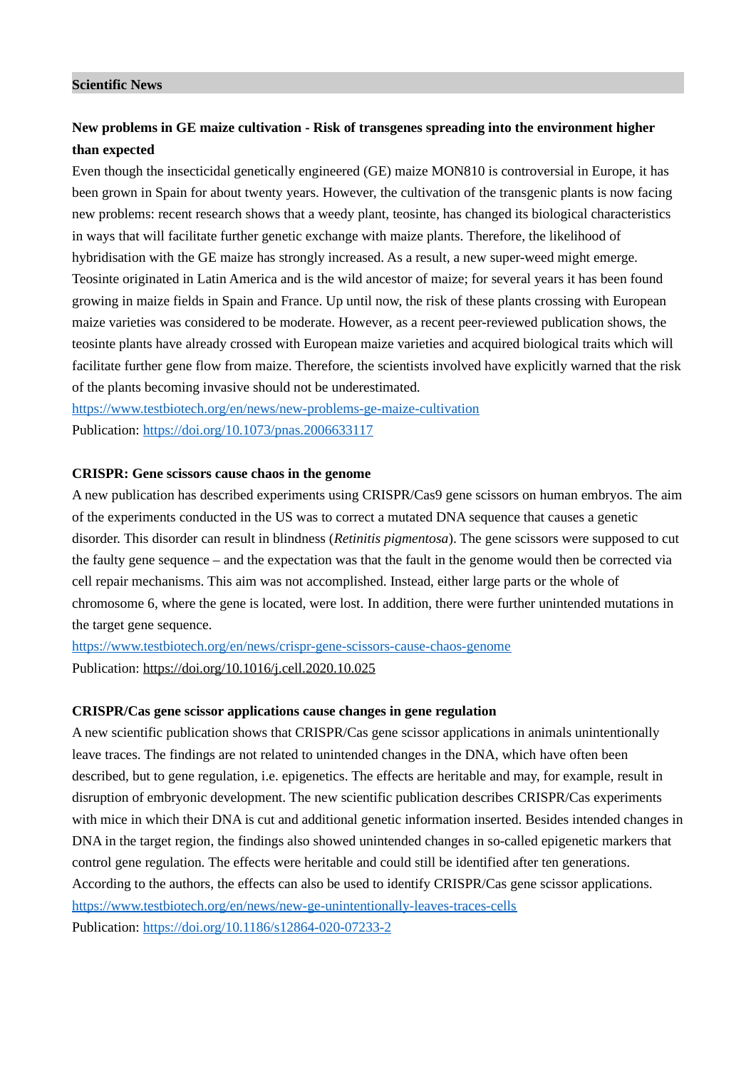## Scientific News

### New problems in GE maize cultivation - Risk of transgenes spreading into the environment higher than expected

Even though the insecticidal genetically engineered (GE) maize MON810 is controversial in Europe, it has been grown in Spain for about twenty years. However, the cultivation of the transgenic plants is now facing new problems: recent research shows that a weedy plant, teosinte, has changed its biological characteristics in ways that will facilitate further genetic exchange with maize plants. Therefore, the likelihood of hybridisation with the GE maize has strongly increased. As a result, a new super-weed might emerge. Teosinte originated in Latin America and is the wild ancestor of maize; for several years it has been found growing in maize fields in Spain and France. Up until now, the risk of these plants crossing with European maize varieties was considered to be moderate. However, as a recent peer-reviewed publication shows, the teosinte plants have already crossed with European maize varieties and acquired biological traits which will facilitate further gene flow from maize. Therefore, the scientists involved have explicitly warned that the risk of the plants becoming invasive should not be underestimated.

https://www.testbiotech.org/en/news/new-problems-ge-maize-cultivation

Publication: https://doi.org/10.1073/pnas.2006633117

### CRISPR: Gene scissors cause chaos in the genome

A new publication has described experiments using CRISPR/Cas9 gene scissors on human embryos. The aim of the experiments conducted in the US was to correct a mutated DNA sequence that causes a genetic disorder. This disorder can result in blindness (*Retinitis pigmentosa*). The gene scissors were supposed to cut the faulty gene sequence – and the expectation was that the fault in the genome would then be corrected via cell repair mechanisms. This aim was not accomplished. Instead, either large parts or the whole of chromosome 6, where the gene is located, were lost. In addition, there were further unintended mutations in the target gene sequence.

https://www.testbiotech.org/en/news/crispr-gene-scissors-cause-chaos-genome

Publication: https://doi.org/10.1016/j.cell.2020.10.025

### CRISPR/Cas gene scissor applications cause changes in gene regulation

A new scientific publication shows that CRISPR/Cas gene scissor applications in animals unintentionally leave traces. The findings are not related to unintended changes in the DNA, which have often been described, but to gene regulation, i.e. epigenetics. The effects are heritable and may, for example, result in disruption of embryonic development. The new scientific publication describes CRISPR/Cas experiments with mice in which their DNA is cut and additional genetic information inserted. Besides intended changes in DNA in the target region, the findings also showed unintended changes in so-called epigenetic markers that control gene regulation. The effects were heritable and could still be identified after ten generations. According to the authors, the effects can also be used to identify CRISPR/Cas gene scissor applications.

https://www.testbiotech.org/en/news/new-ge-unintentionally-leaves-traces-cells

Publication: https://doi.org/10.1186/s12864-020-07233-2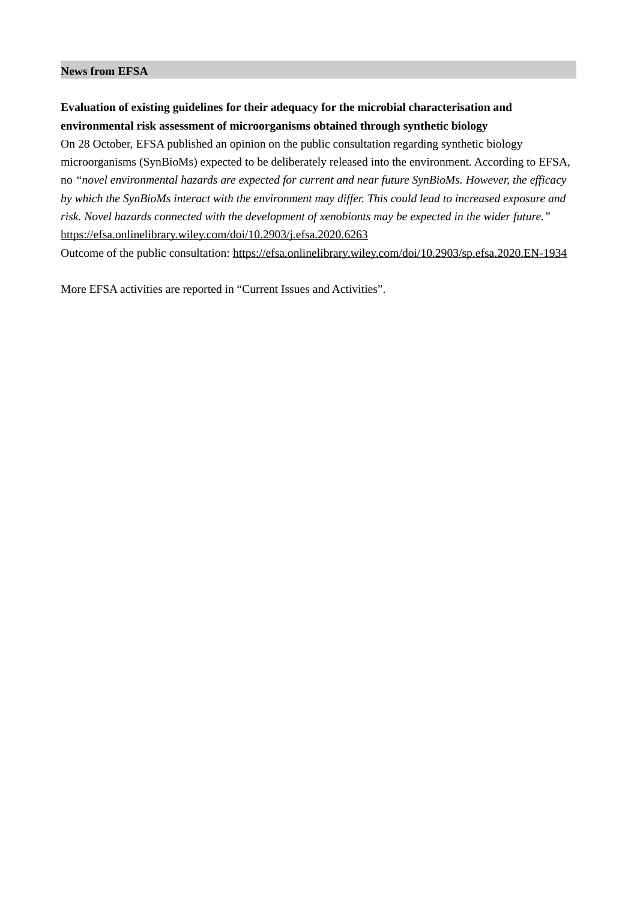## News from EFSA

**Evaluation of existing guidelines for their adequacy for the microbial characterisation and environmental risk assessment of microorganisms obtained through synthetic biology**

On 28 October, EFSA published an opinion on the public consultation regarding synthetic biology microorganisms (SynBioMs) expected to be deliberately released into the environment. According to EFSA, no *"novel environmental hazards are expected for current and near future SynBioMs. However, the efficacy by which the SynBioMs interact with the environment may differ. This could lead to increased exposure and risk. Novel hazards connected with the development of xenobionts may be expected in the wider future."*
https://efsa.onlinelibrary.wiley.com/doi/10.2903/j.efsa.2020.6263
Outcome of the public consultation: https://efsa.onlinelibrary.wiley.com/doi/10.2903/sp.efsa.2020.EN-1934

More EFSA activities are reported in "Current Issues and Activities".